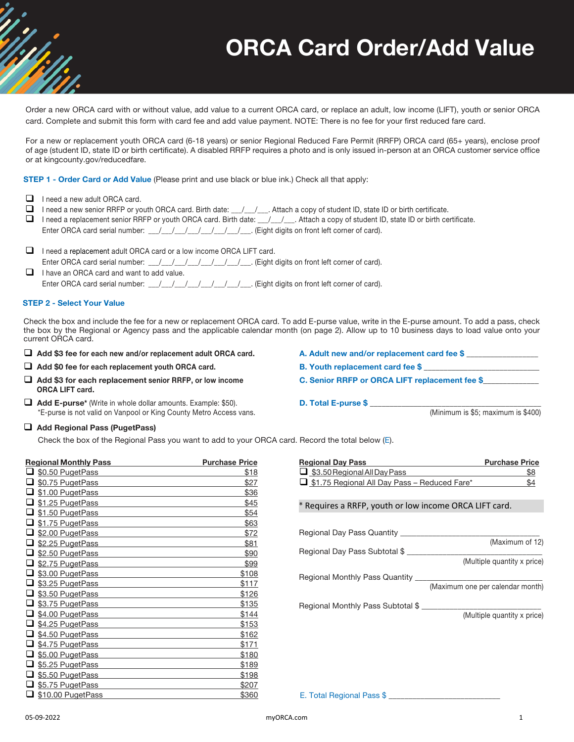# ORCA Card Order/Add Value

Order a new ORCA card with or without value, add value to a current ORCA card, or replace an adult, low income (LIFT), youth or senior ORCA card. Complete and submit this form with card fee and add value payment. NOTE: There is no fee for your first reduced fare card.

For a new or replacement youth ORCA card (6-18 years) or senior Regional Reduced Fare Permit (RRFP) ORCA card (65+ years), enclose proof of age (student ID, state ID or birth certificate). A disabled RRFP requires a photo and is only issued in-person at an ORCA customer service office or at kingcounty.gov/reducedfare.

**STEP 1 - Order Card or Add Value** (Please print and use black or blue ink.) Check all that apply:

- ❑ I need a new adult ORCA card.
- ❑ I need a new senior RRFP or youth ORCA card. Birth date: \_\_\_/\_\_\_/\_\_\_. Attach a copy of student ID, state ID or birth certificate.
- ❑ I need a replacement senior RRFP or youth ORCA card. Birth date: \_\_\_/\_\_\_/\_\_\_. Attach a copy of student ID, state ID or birth certificate.
  Enter ORCA card serial number: \_\_\_/\_\_\_/\_\_\_/\_\_\_/\_\_\_/\_\_\_/\_\_\_/\_\_\_. (Eight digits on front left corner of card).
- ❑ I need a replacement adult ORCA card or a low income ORCA LIFT card.
  Enter ORCA card serial number: \_\_\_/\_\_\_/\_\_\_/\_\_\_/\_\_\_/\_\_\_/\_\_\_/\_\_\_. (Eight digits on front left corner of card).
- ❑ I have an ORCA card and want to add value.
  Enter ORCA card serial number: \_\_\_/\_\_\_/\_\_\_/\_\_\_/\_\_\_/\_\_\_/\_\_\_/\_\_\_. (Eight digits on front left corner of card).

**STEP 2 - Select Your Value**

Check the box and include the fee for a new or replacement ORCA card. To add E-purse value, write in the E-purse amount. To add a pass, check the box by the Regional or Agency pass and the applicable calendar month (on page 2). Allow up to 10 business days to load value onto your current ORCA card.

- ❑ **Add $3 fee for each new and/or replacement adult ORCA card.** — **A. Adult new and/or replacement card fee $** \_\_\_\_\_\_\_\_\_\_\_\_\_\_\_\_
- ❑ **Add $0 fee for each replacement youth ORCA card.** — **B. Youth replacement card fee $** \_\_\_\_\_\_\_\_\_\_\_\_\_\_\_\_
- ❑ **Add $3 for each replacement senior RRFP, or low income ORCA LIFT card.** — **C. Senior RRFP or ORCA LIFT replacement fee $** \_\_\_\_\_\_\_\_\_\_\_\_
- ❑ **Add E-purse*** (Write in whole dollar amounts. Example: $50).
  *E-purse is not valid on Vanpool or King County Metro Access vans. — **D. Total E-purse $** \_\_\_\_\_\_\_\_\_\_\_\_\_\_\_\_ (Minimum is $5; maximum is $400)
- ❑ **Add Regional Pass (PugetPass)**
  Check the box of the Regional Pass you want to add to your ORCA card. Record the total below (E).

| Regional Monthly Pass | Purchase Price |
|---|---|
| ❑ $0.50 PugetPass | $18 |
| ❑ $0.75 PugetPass | $27 |
| ❑ $1.00 PugetPass | $36 |
| ❑ $1.25 PugetPass | $45 |
| ❑ $1.50 PugetPass | $54 |
| ❑ $1.75 PugetPass | $63 |
| ❑ $2.00 PugetPass | $72 |
| ❑ $2.25 PugetPass | $81 |
| ❑ $2.50 PugetPass | $90 |
| ❑ $2.75 PugetPass | $99 |
| ❑ $3.00 PugetPass | $108 |
| ❑ $3.25 PugetPass | $117 |
| ❑ $3.50 PugetPass | $126 |
| ❑ $3.75 PugetPass | $135 |
| ❑ $4.00 PugetPass | $144 |
| ❑ $4.25 PugetPass | $153 |
| ❑ $4.50 PugetPass | $162 |
| ❑ $4.75 PugetPass | $171 |
| ❑ $5.00 PugetPass | $180 |
| ❑ $5.25 PugetPass | $189 |
| ❑ $5.50 PugetPass | $198 |
| ❑ $5.75 PugetPass | $207 |
| ❑ $10.00 PugetPass | $360 |

| Regional Day Pass | Purchase Price |
|---|---|
| ❑ $3.50 Regional All Day Pass | $8 |
| ❑ $1.75 Regional All Day Pass – Reduced Fare* | $4 |

* Requires a RRFP, youth or low income ORCA LIFT card.

Regional Day Pass Quantity \_\_\_\_\_\_\_\_\_\_\_\_\_\_\_\_ (Maximum of 12)

Regional Day Pass Subtotal $ \_\_\_\_\_\_\_\_\_\_\_\_\_\_\_\_ (Multiple quantity x price)

Regional Monthly Pass Quantity \_\_\_\_\_\_\_\_\_\_\_\_\_\_\_\_ (Maximum one per calendar month)

Regional Monthly Pass Subtotal $ \_\_\_\_\_\_\_\_\_\_\_\_\_\_\_\_ (Multiple quantity x price)

E. Total Regional Pass $ \_\_\_\_\_\_\_\_\_\_\_\_\_\_\_\_

05-09-2022 myORCA.com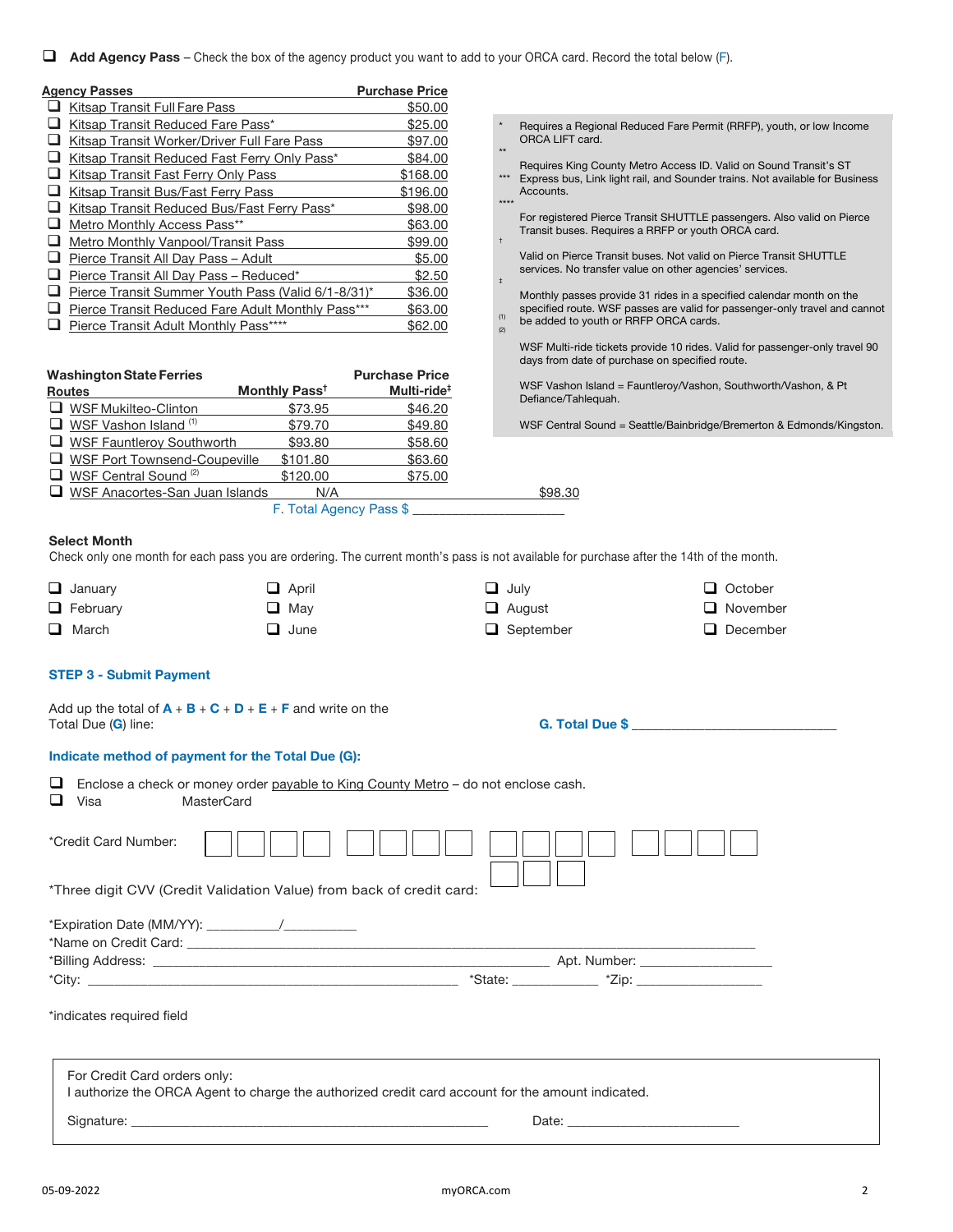❑ **Add Agency Pass** – Check the box of the agency product you want to add to your ORCA card. Record the total below (F).

| Agency Passes | Purchase Price |
|---|---|
| ❑ Kitsap Transit Full Fare Pass | $50.00 |
| ❑ Kitsap Transit Reduced Fare Pass* | $25.00 |
| ❑ Kitsap Transit Worker/Driver Full Fare Pass | $97.00 |
| ❑ Kitsap Transit Reduced Fast Ferry Only Pass* | $84.00 |
| ❑ Kitsap Transit Fast Ferry Only Pass | $168.00 |
| ❑ Kitsap Transit Bus/Fast Ferry Pass | $196.00 |
| ❑ Kitsap Transit Reduced Bus/Fast Ferry Pass* | $98.00 |
| ❑ Metro Monthly Access Pass** | $63.00 |
| ❑ Metro Monthly Vanpool/Transit Pass | $99.00 |
| ❑ Pierce Transit All Day Pass – Adult | $5.00 |
| ❑ Pierce Transit All Day Pass – Reduced* | $2.50 |
| ❑ Pierce Transit Summer Youth Pass (Valid 6/1-8/31)* | $36.00 |
| ❑ Pierce Transit Reduced Fare Adult Monthly Pass*** | $63.00 |
| ❑ Pierce Transit Adult Monthly Pass**** | $62.00 |

| Washington State Ferries Routes | Monthly Pass† | Purchase Price Multi-ride‡ |
|---|---|---|
| ❑ WSF Mukilteo-Clinton | $73.95 | $46.20 |
| ❑ WSF Vashon Island (1) | $79.70 | $49.80 |
| ❑ WSF Fauntleroy Southworth | $93.80 | $58.60 |
| ❑ WSF Port Townsend-Coupeville | $101.80 | $63.60 |
| ❑ WSF Central Sound (2) | $120.00 | $75.00 |
| ❑ WSF Anacortes-San Juan Islands | N/A | $98.30 |

F. Total Agency Pass $ ____________________

\* Requires a Regional Reduced Fare Permit (RRFP), youth, or low Income ORCA LIFT card.

\*\* Requires King County Metro Access ID. Valid on Sound Transit's ST Express bus, Link light rail, and Sounder trains. Not available for Business Accounts.

\*\*\* For registered Pierce Transit SHUTTLE passengers. Also valid on Pierce Transit buses. Requires a RRFP or youth ORCA card.

\*\*\*\* Valid on Pierce Transit buses. Not valid on Pierce Transit SHUTTLE services. No transfer value on other agencies' services.

† Monthly passes provide 31 rides in a specified calendar month on the specified route. WSF passes are valid for passenger-only travel and cannot be added to youth or RRFP ORCA cards.

‡ WSF Multi-ride tickets provide 10 rides. Valid for passenger-only travel 90 days from date of purchase on specified route.

(1) WSF Vashon Island = Fauntleroy/Vashon, Southworth/Vashon, & Pt Defiance/Tahlequah.

(2) WSF Central Sound = Seattle/Bainbridge/Bremerton & Edmonds/Kingston.

### Select Month

Check only one month for each pass you are ordering. The current month's pass is not available for purchase after the 14th of the month.

| | | | |
|---|---|---|---|
| ❑ January | ❑ April | ❑ July | ❑ October |
| ❑ February | ❑ May | ❑ August | ❑ November |
| ❑ March | ❑ June | ❑ September | ❑ December |

## STEP 3 - Submit Payment

Add up the total of **A** + **B** + **C** + **D** + **E** + **F** and write on the Total Due (**G**) line:

**G. Total Due $** ____________________________

**Indicate method of payment for the Total Due (G):**

❑ Enclose a check or money order payable to King County Metro – do not enclose cash.
❑ Visa MasterCard

*Credit Card Number: ☐☐☐☐ ☐☐☐☐ ☐☐☐☐ ☐☐☐☐

*Three digit CVV (Credit Validation Value) from back of credit card: ☐☐☐

*Expiration Date (MM/YY): __________/__________
*Name on Credit Card: ____________________________________________
*Billing Address: ________________________________ Apt. Number: ______________
*City: ______________________________ *State: ____________ *Zip: ______________

*indicates required field

For Credit Card orders only:
I authorize the ORCA Agent to charge the authorized credit card account for the amount indicated.

Signature: ______________________________ Date: ______________________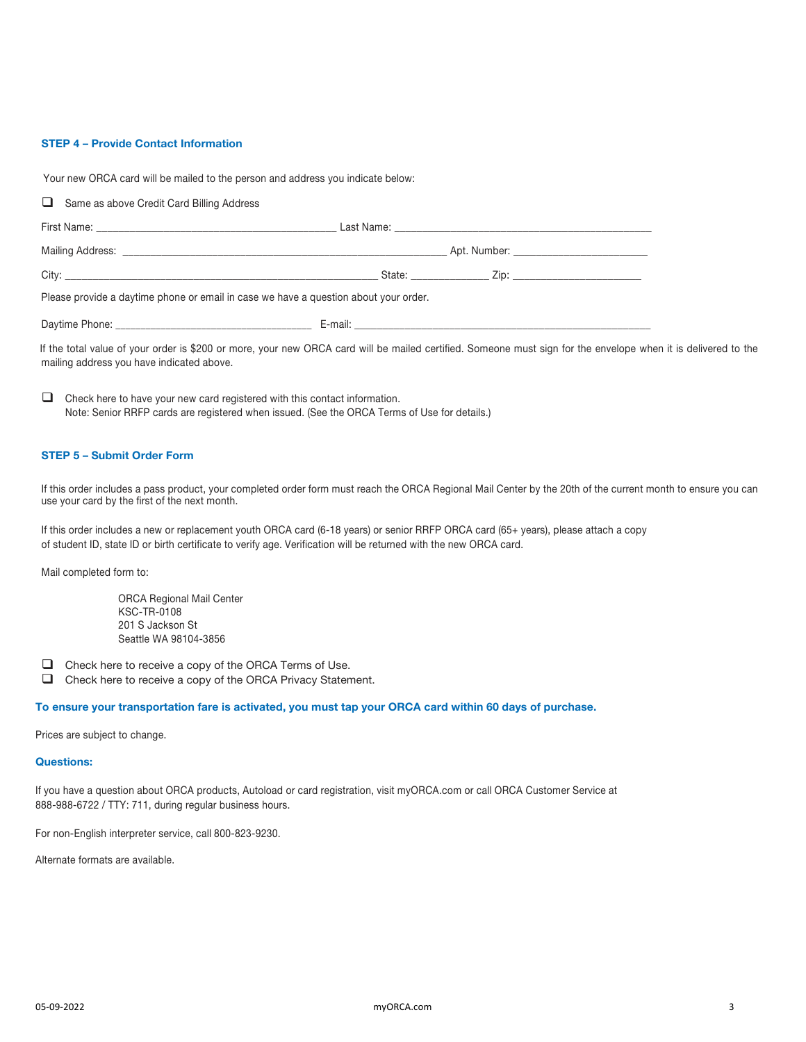### STEP 4 – Provide Contact Information

Your new ORCA card will be mailed to the person and address you indicate below:

☐ Same as above Credit Card Billing Address

First Name: ________________________________________ Last Name: ____________________________________________

Mailing Address: _______________________________________________________ Apt. Number: _______________________

City: ____________________________________________________ State: _____________ Zip: ______________________

Please provide a daytime phone or email in case we have a question about your order.

Daytime Phone: _________________________________ E-mail: __________________________________________________

If the total value of your order is $200 or more, your new ORCA card will be mailed certified. Someone must sign for the envelope when it is delivered to the mailing address you have indicated above.

☐ Check here to have your new card registered with this contact information.
Note: Senior RRFP cards are registered when issued. (See the ORCA Terms of Use for details.)

### STEP 5 – Submit Order Form

If this order includes a pass product, your completed order form must reach the ORCA Regional Mail Center by the 20th of the current month to ensure you can use your card by the first of the next month.

If this order includes a new or replacement youth ORCA card (6-18 years) or senior RRFP ORCA card (65+ years), please attach a copy of student ID, state ID or birth certificate to verify age. Verification will be returned with the new ORCA card.

Mail completed form to:

ORCA Regional Mail Center
KSC-TR-0108
201 S Jackson St
Seattle WA 98104-3856

☐ Check here to receive a copy of the ORCA Terms of Use.
☐ Check here to receive a copy of the ORCA Privacy Statement.

**To ensure your transportation fare is activated, you must tap your ORCA card within 60 days of purchase.**

Prices are subject to change.

**Questions:**

If you have a question about ORCA products, Autoload or card registration, visit myORCA.com or call ORCA Customer Service at 888-988-6722 / TTY: 711, during regular business hours.

For non-English interpreter service, call 800-823-9230.

Alternate formats are available.